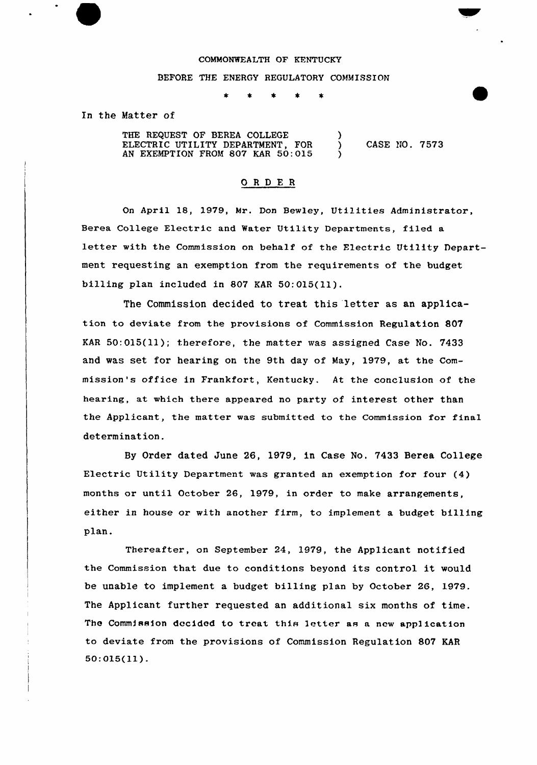COMMONWEALTH OF KENTUCKY

BEFORE THE ENERGY REGULATORY COMMISSION

\* \* \* \* \*

In the Matter of

THE REQUEST OF BEREA COLLEGE ELECTRIC UTILITY DEPARTMENT, FOR AN EXEMPTION FROM 807 KAR 50:015 ) CASE NO. 7573

## O R D E R

On April 18, 1979, Mr. Don Bewley, Utilities Administrator, Berea College Electric and Water Utility Departments, filed a letter with the Commission on behalf of the Electric Utility Department requesting an exemption from the requirements of the budget billing plan included in 807 KAR 50:015(11).

The Commission decided to treat this letter as an application to deviate from the provisions of Commission Regulation 807 KAR 50:015(11); therefore, the matter was assigned Case No. 7433 and was set for hearing on the 9th day of May, 1979, at the Commission's office in Frankfort, Kentucky. At the conclusion of the hearing, at which there appeared no party of interest other than the Applicant, the matter was submitted to the Commission for final determination.

By Order dated June 26, 1979, in Case No. 7433 Berea College Electric Utility Department was granted an exemption for four (4) months or until October 26, 1979, in order to make arrangements, either in house or with another firm, to implement a budget billing plan.

Thereafter, on September 24, 1979, the Applicant notified the Commission that due to conditions beyond its control it would be unable to implement a budget billing plan by October 26, 1979. The Applicant further requested an additional six months of time. The Commission decided to treat this letter as a new application to deviate from the provisions of Commission Regulation 807 KAR 50:015(11).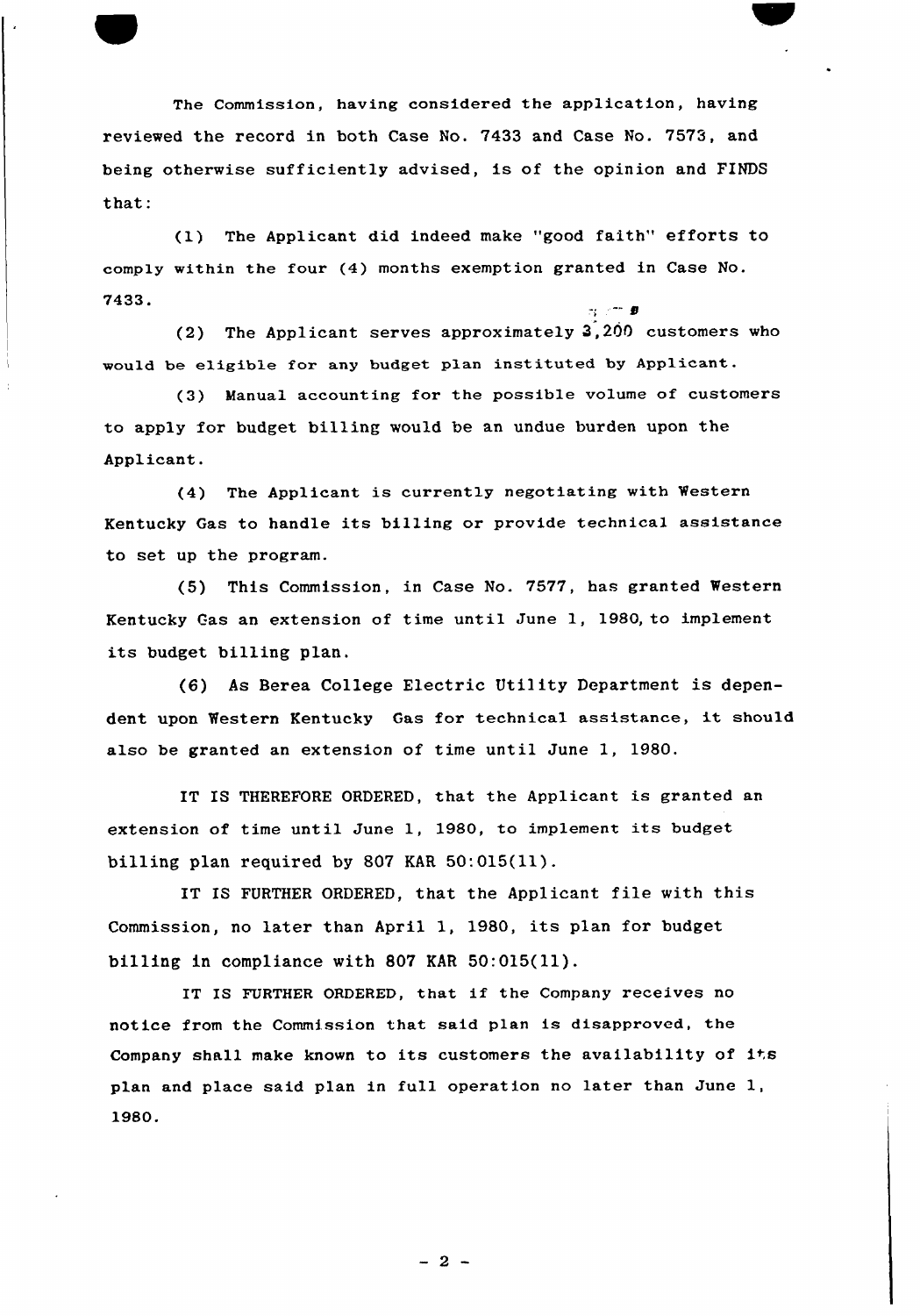The Commission, having considered the application, having reviewed the record in both Case No. 7433 and Case No. 7573, and being otherwise sufficiently advised, is of the opinion and FINDS that:

(1) The Applicant did indeed make "good faith" efforts to comply within the four (4) months exemption granted in Case No. 7433.

(2) The Applicant serves approximately 3,200 customers who would be eligible for any budget plan instituted by Applicant.

(3) Manual accounting for the possible volume of customers to apply for budget billing would be an undue burden upon the Applicant.

(4) The Applicant is currently negotiating with Western Kentucky Gas to handle its billing or provide technical assistance to set up the program.

(5) This Commission, in Case No. 7577, has granted Western Kentucky Gas an extension of time until June 1, 1980, to implement its budget billing plan.

(6) As Berea College Electric Utility Department is dependent upon Western Kentucky Gas for technical assistance, it should also be granted an extension of time until June 1, 1980.

IT IS THEREFORE ORDERED, that the Applicant is granted an extension of time until June 1, 1980, to implement its budget billing plan required by 807 KAR 50:015(11).

IT IS FURTHER ORDERED, that the Applicant file with this Commission, no later than April 1, 1980, its plan for budget billing in compliance with 807 KAR 50:015(11).

IT IS FURTHER ORDERED, that if the Company receives no notice from the Commission that said plan is disapproved, the Company shall make known to its customers the availability of its plan and place said plan in full operation no later than June 1, 1980.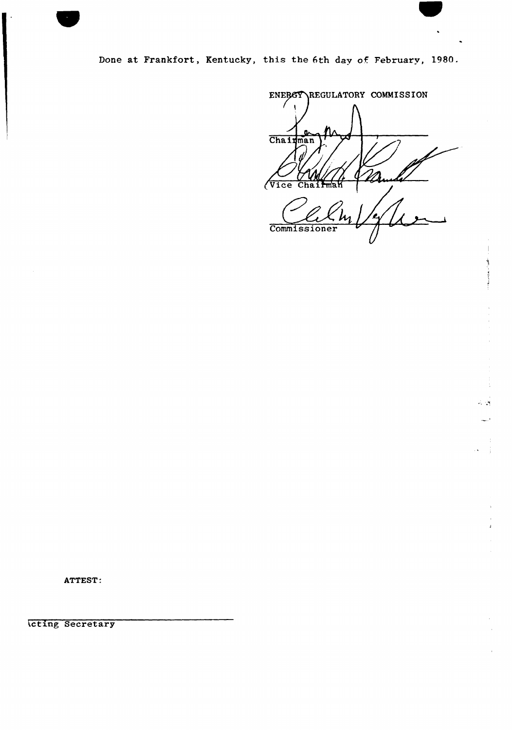Done at Frankfort, Kentucky, this the 6th day of February, 1980.

ENERGY REGULATORY COMMISSION

Chairman

Vice Chairman

Commissioner

ATTEST:

Acting Secretary